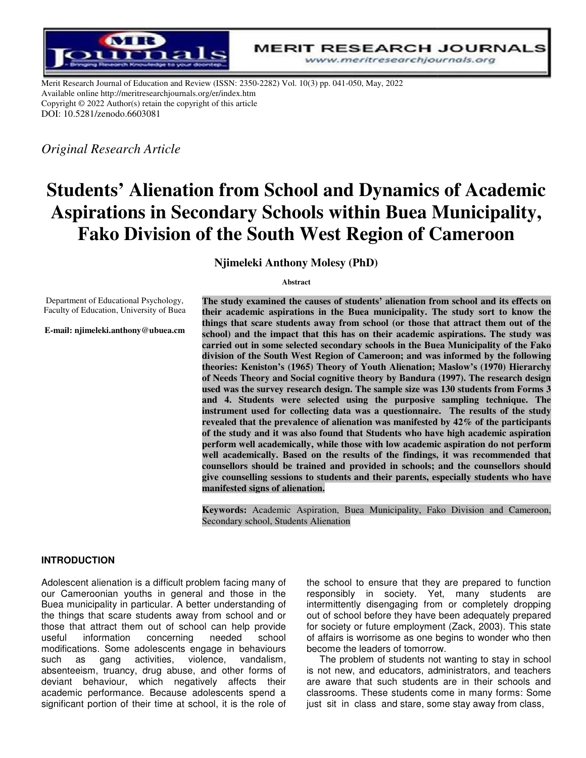Merit Research Journal of Education and Review (ISSN: 2350-2282) Vol. 10(3) pp. 041-050, May, 2022
Available online http://meritresearchjournals.org/er/index.htm
Copyright © 2022 Author(s) retain the copyright of this article
DOI: 10.5281/zenodo.6603081

*Original Research Article*

# Students' Alienation from School and Dynamics of Academic Aspirations in Secondary Schools within Buea Municipality, Fako Division of the South West Region of Cameroon

**Njimeleki Anthony Molesy (PhD)**

Department of Educational Psychology, Faculty of Education, University of Buea

**E-mail: njimeleki.anthony@ubuea.cm**

**Abstract**

**The study examined the causes of students' alienation from school and its effects on their academic aspirations in the Buea municipality. The study sort to know the things that scare students away from school (or those that attract them out of the school) and the impact that this has on their academic aspirations. The study was carried out in some selected secondary schools in the Buea Municipality of the Fako division of the South West Region of Cameroon; and was informed by the following theories: Keniston's (1965) Theory of Youth Alienation; Maslow's (1970) Hierarchy of Needs Theory and Social cognitive theory by Bandura (1997). The research design used was the survey research design. The sample size was 130 students from Forms 3 and 4. Students were selected using the purposive sampling technique. The instrument used for collecting data was a questionnaire. The results of the study revealed that the prevalence of alienation was manifested by 42% of the participants of the study and it was also found that Students who have high academic aspiration perform well academically, while those with low academic aspiration do not perform well academically. Based on the results of the findings, it was recommended that counsellors should be trained and provided in schools; and the counsellors should give counselling sessions to students and their parents, especially students who have manifested signs of alienation.**

**Keywords:** Academic Aspiration, Buea Municipality, Fako Division and Cameroon, Secondary school, Students Alienation

## INTRODUCTION

Adolescent alienation is a difficult problem facing many of our Cameroonian youths in general and those in the Buea municipality in particular. A better understanding of the things that scare students away from school and or those that attract them out of school can help provide useful information concerning needed school modifications. Some adolescents engage in behaviours such as gang activities, violence, vandalism, absenteeism, truancy, drug abuse, and other forms of deviant behaviour, which negatively affects their academic performance. Because adolescents spend a significant portion of their time at school, it is the role of the school to ensure that they are prepared to function responsibly in society. Yet, many students are intermittently disengaging from or completely dropping out of school before they have been adequately prepared for society or future employment (Zack, 2003). This state of affairs is worrisome as one begins to wonder who then become the leaders of tomorrow.

The problem of students not wanting to stay in school is not new, and educators, administrators, and teachers are aware that such students are in their schools and classrooms. These students come in many forms: Some just sit in class and stare, some stay away from class,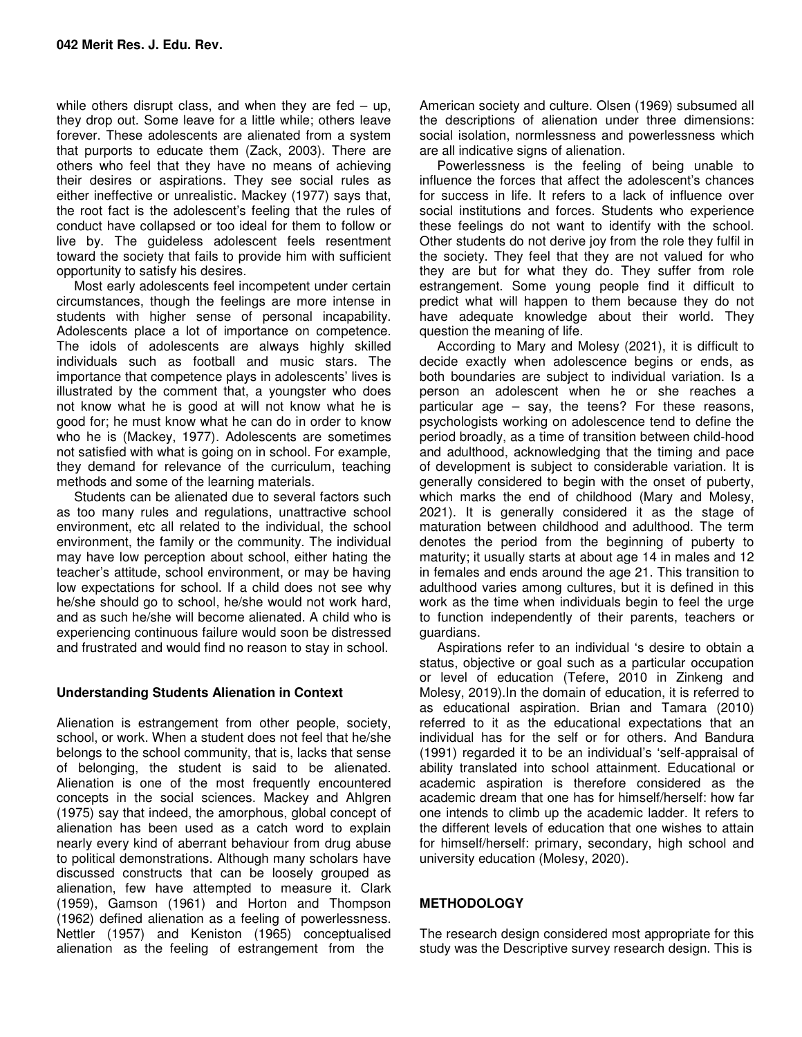while others disrupt class, and when they are fed – up, they drop out. Some leave for a little while; others leave forever. These adolescents are alienated from a system that purports to educate them (Zack, 2003). There are others who feel that they have no means of achieving their desires or aspirations. They see social rules as either ineffective or unrealistic. Mackey (1977) says that, the root fact is the adolescent's feeling that the rules of conduct have collapsed or too ideal for them to follow or live by. The guideless adolescent feels resentment toward the society that fails to provide him with sufficient opportunity to satisfy his desires.

Most early adolescents feel incompetent under certain circumstances, though the feelings are more intense in students with higher sense of personal incapability. Adolescents place a lot of importance on competence. The idols of adolescents are always highly skilled individuals such as football and music stars. The importance that competence plays in adolescents' lives is illustrated by the comment that, a youngster who does not know what he is good at will not know what he is good for; he must know what he can do in order to know who he is (Mackey, 1977). Adolescents are sometimes not satisfied with what is going on in school. For example, they demand for relevance of the curriculum, teaching methods and some of the learning materials.

Students can be alienated due to several factors such as too many rules and regulations, unattractive school environment, etc all related to the individual, the school environment, the family or the community. The individual may have low perception about school, either hating the teacher's attitude, school environment, or may be having low expectations for school. If a child does not see why he/she should go to school, he/she would not work hard, and as such he/she will become alienated. A child who is experiencing continuous failure would soon be distressed and frustrated and would find no reason to stay in school.

## Understanding Students Alienation in Context

Alienation is estrangement from other people, society, school, or work. When a student does not feel that he/she belongs to the school community, that is, lacks that sense of belonging, the student is said to be alienated. Alienation is one of the most frequently encountered concepts in the social sciences. Mackey and Ahlgren (1975) say that indeed, the amorphous, global concept of alienation has been used as a catch word to explain nearly every kind of aberrant behaviour from drug abuse to political demonstrations. Although many scholars have discussed constructs that can be loosely grouped as alienation, few have attempted to measure it. Clark (1959), Gamson (1961) and Horton and Thompson (1962) defined alienation as a feeling of powerlessness. Nettler (1957) and Keniston (1965) conceptualised alienation as the feeling of estrangement from the American society and culture. Olsen (1969) subsumed all the descriptions of alienation under three dimensions: social isolation, normlessness and powerlessness which are all indicative signs of alienation.

Powerlessness is the feeling of being unable to influence the forces that affect the adolescent's chances for success in life. It refers to a lack of influence over social institutions and forces. Students who experience these feelings do not want to identify with the school. Other students do not derive joy from the role they fulfil in the society. They feel that they are not valued for who they are but for what they do. They suffer from role estrangement. Some young people find it difficult to predict what will happen to them because they do not have adequate knowledge about their world. They question the meaning of life.

According to Mary and Molesy (2021), it is difficult to decide exactly when adolescence begins or ends, as both boundaries are subject to individual variation. Is a person an adolescent when he or she reaches a particular age – say, the teens? For these reasons, psychologists working on adolescence tend to define the period broadly, as a time of transition between child-hood and adulthood, acknowledging that the timing and pace of development is subject to considerable variation. It is generally considered to begin with the onset of puberty, which marks the end of childhood (Mary and Molesy, 2021). It is generally considered it as the stage of maturation between childhood and adulthood. The term denotes the period from the beginning of puberty to maturity; it usually starts at about age 14 in males and 12 in females and ends around the age 21. This transition to adulthood varies among cultures, but it is defined in this work as the time when individuals begin to feel the urge to function independently of their parents, teachers or guardians.

Aspirations refer to an individual 's desire to obtain a status, objective or goal such as a particular occupation or level of education (Tefere, 2010 in Zinkeng and Molesy, 2019).In the domain of education, it is referred to as educational aspiration. Brian and Tamara (2010) referred to it as the educational expectations that an individual has for the self or for others. And Bandura (1991) regarded it to be an individual's 'self-appraisal of ability translated into school attainment. Educational or academic aspiration is therefore considered as the academic dream that one has for himself/herself: how far one intends to climb up the academic ladder. It refers to the different levels of education that one wishes to attain for himself/herself: primary, secondary, high school and university education (Molesy, 2020).

## METHODOLOGY

The research design considered most appropriate for this study was the Descriptive survey research design. This is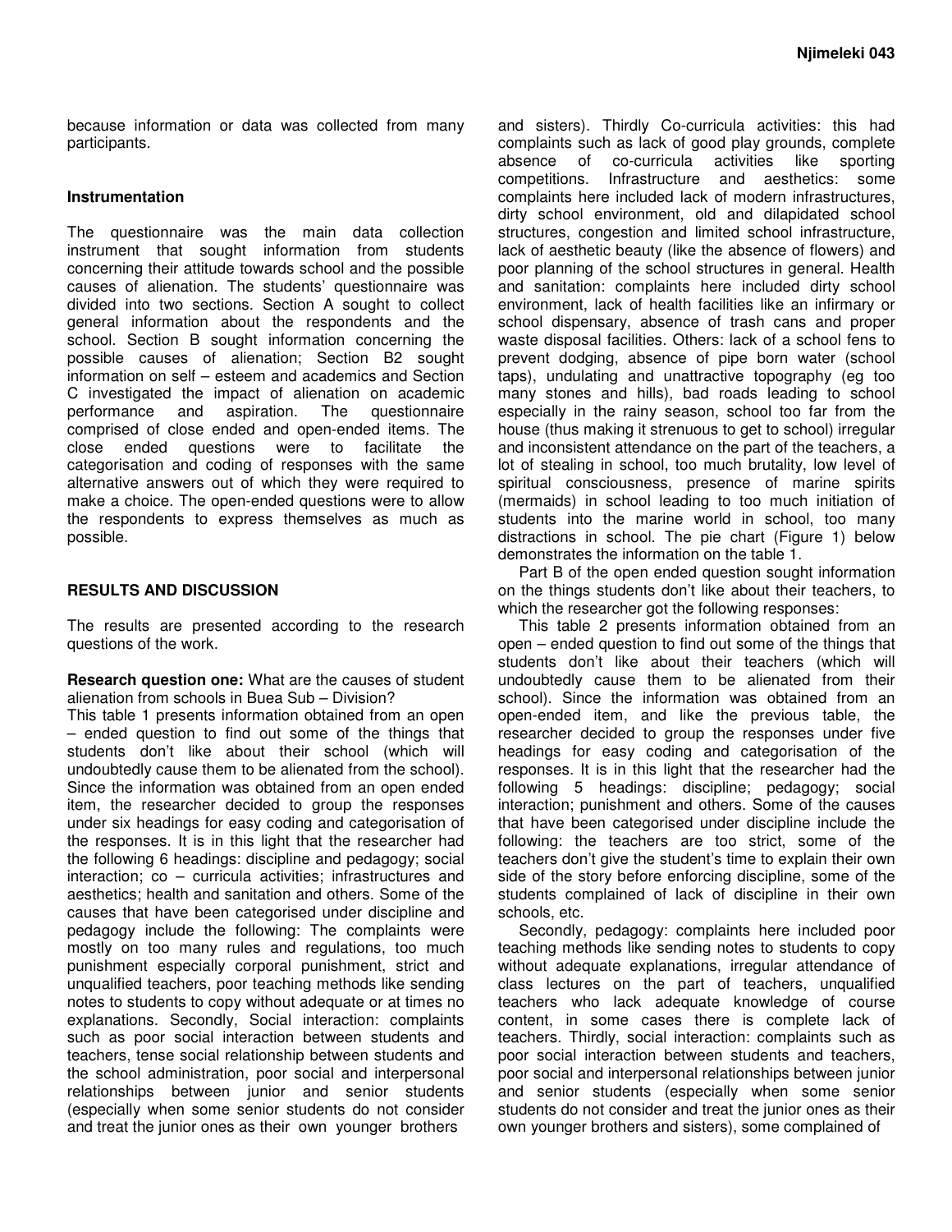because information or data was collected from many participants.

### Instrumentation

The questionnaire was the main data collection instrument that sought information from students concerning their attitude towards school and the possible causes of alienation. The students' questionnaire was divided into two sections. Section A sought to collect general information about the respondents and the school. Section B sought information concerning the possible causes of alienation; Section B2 sought information on self – esteem and academics and Section C investigated the impact of alienation on academic performance and aspiration. The questionnaire comprised of close ended and open-ended items. The close ended questions were to facilitate the categorisation and coding of responses with the same alternative answers out of which they were required to make a choice. The open-ended questions were to allow the respondents to express themselves as much as possible.

## RESULTS AND DISCUSSION

The results are presented according to the research questions of the work.

**Research question one:** What are the causes of student alienation from schools in Buea Sub – Division?

This table 1 presents information obtained from an open – ended question to find out some of the things that students don't like about their school (which will undoubtedly cause them to be alienated from the school). Since the information was obtained from an open ended item, the researcher decided to group the responses under six headings for easy coding and categorisation of the responses. It is in this light that the researcher had the following 6 headings: discipline and pedagogy; social interaction; co – curricula activities; infrastructures and aesthetics; health and sanitation and others. Some of the causes that have been categorised under discipline and pedagogy include the following: The complaints were mostly on too many rules and regulations, too much punishment especially corporal punishment, strict and unqualified teachers, poor teaching methods like sending notes to students to copy without adequate or at times no explanations. Secondly, Social interaction: complaints such as poor social interaction between students and teachers, tense social relationship between students and the school administration, poor social and interpersonal relationships between junior and senior students (especially when some senior students do not consider and treat the junior ones as their own younger brothers and sisters). Thirdly Co-curricula activities: this had complaints such as lack of good play grounds, complete absence of co-curricula activities like sporting competitions. Infrastructure and aesthetics: some complaints here included lack of modern infrastructures, dirty school environment, old and dilapidated school structures, congestion and limited school infrastructure, lack of aesthetic beauty (like the absence of flowers) and poor planning of the school structures in general. Health and sanitation: complaints here included dirty school environment, lack of health facilities like an infirmary or school dispensary, absence of trash cans and proper waste disposal facilities. Others: lack of a school fens to prevent dodging, absence of pipe born water (school taps), undulating and unattractive topography (eg too many stones and hills), bad roads leading to school especially in the rainy season, school too far from the house (thus making it strenuous to get to school) irregular and inconsistent attendance on the part of the teachers, a lot of stealing in school, too much brutality, low level of spiritual consciousness, presence of marine spirits (mermaids) in school leading to too much initiation of students into the marine world in school, too many distractions in school. The pie chart (Figure 1) below demonstrates the information on the table 1.

Part B of the open ended question sought information on the things students don't like about their teachers, to which the researcher got the following responses:

This table 2 presents information obtained from an open – ended question to find out some of the things that students don't like about their teachers (which will undoubtedly cause them to be alienated from their school). Since the information was obtained from an open-ended item, and like the previous table, the researcher decided to group the responses under five headings for easy coding and categorisation of the responses. It is in this light that the researcher had the following 5 headings: discipline; pedagogy; social interaction; punishment and others. Some of the causes that have been categorised under discipline include the following: the teachers are too strict, some of the teachers don't give the student's time to explain their own side of the story before enforcing discipline, some of the students complained of lack of discipline in their own schools, etc.

Secondly, pedagogy: complaints here included poor teaching methods like sending notes to students to copy without adequate explanations, irregular attendance of class lectures on the part of teachers, unqualified teachers who lack adequate knowledge of course content, in some cases there is complete lack of teachers. Thirdly, social interaction: complaints such as poor social interaction between students and teachers, poor social and interpersonal relationships between junior and senior students (especially when some senior students do not consider and treat the junior ones as their own younger brothers and sisters), some complained of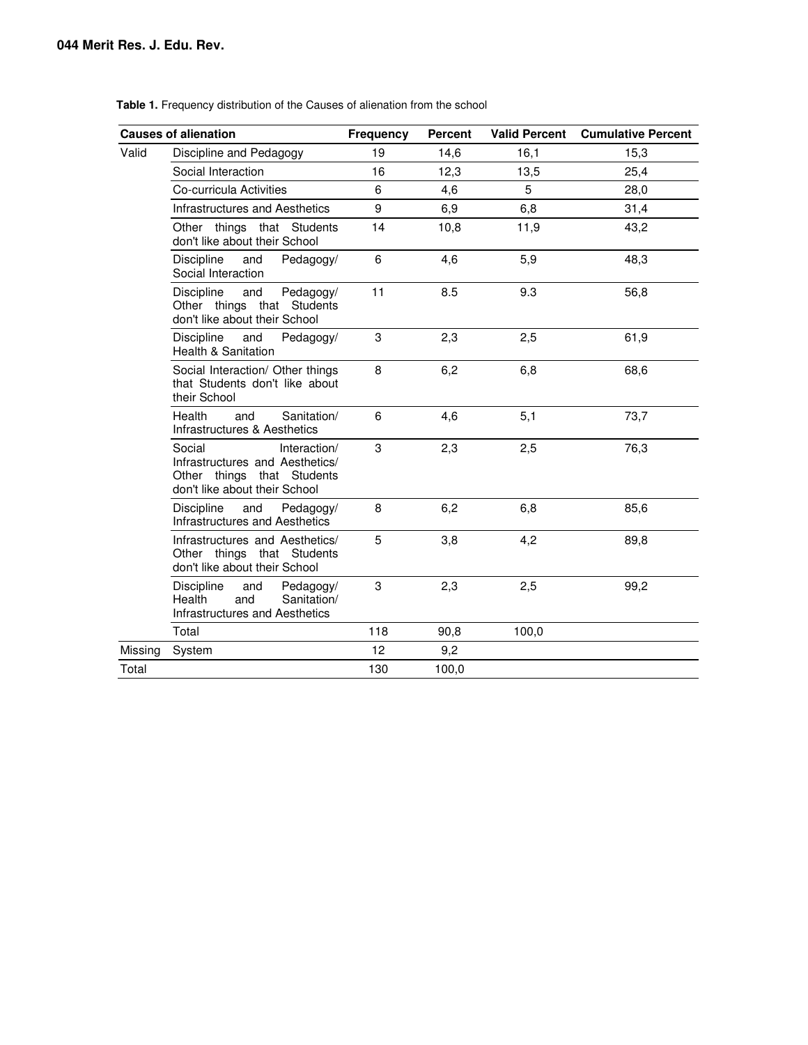**Table 1.** Frequency distribution of the Causes of alienation from the school

| Causes of alienation | | Frequency | Percent | Valid Percent | Cumulative Percent |
|---|---|---|---|---|---|
| Valid | Discipline and Pedagogy | 19 | 14,6 | 16,1 | 15,3 |
| | Social Interaction | 16 | 12,3 | 13,5 | 25,4 |
| | Co-curricula Activities | 6 | 4,6 | 5 | 28,0 |
| | Infrastructures and Aesthetics | 9 | 6,9 | 6,8 | 31,4 |
| | Other things that Students don't like about their School | 14 | 10,8 | 11,9 | 43,2 |
| | Discipline and Pedagogy/ Social Interaction | 6 | 4,6 | 5,9 | 48,3 |
| | Discipline and Pedagogy/ Other things that Students don't like about their School | 11 | 8.5 | 9.3 | 56,8 |
| | Discipline and Pedagogy/ Health & Sanitation | 3 | 2,3 | 2,5 | 61,9 |
| | Social Interaction/ Other things that Students don't like about their School | 8 | 6,2 | 6,8 | 68,6 |
| | Health and Sanitation/ Infrastructures & Aesthetics | 6 | 4,6 | 5,1 | 73,7 |
| | Social Interaction/ Infrastructures and Aesthetics/ Other things that Students don't like about their School | 3 | 2,3 | 2,5 | 76,3 |
| | Discipline and Pedagogy/ Infrastructures and Aesthetics | 8 | 6,2 | 6,8 | 85,6 |
| | Infrastructures and Aesthetics/ Other things that Students don't like about their School | 5 | 3,8 | 4,2 | 89,8 |
| | Discipline and Pedagogy/ Health and Sanitation/ Infrastructures and Aesthetics | 3 | 2,3 | 2,5 | 99,2 |
| | Total | 118 | 90,8 | 100,0 | |
| Missing | System | 12 | 9,2 | | |
| Total | | 130 | 100,0 | | |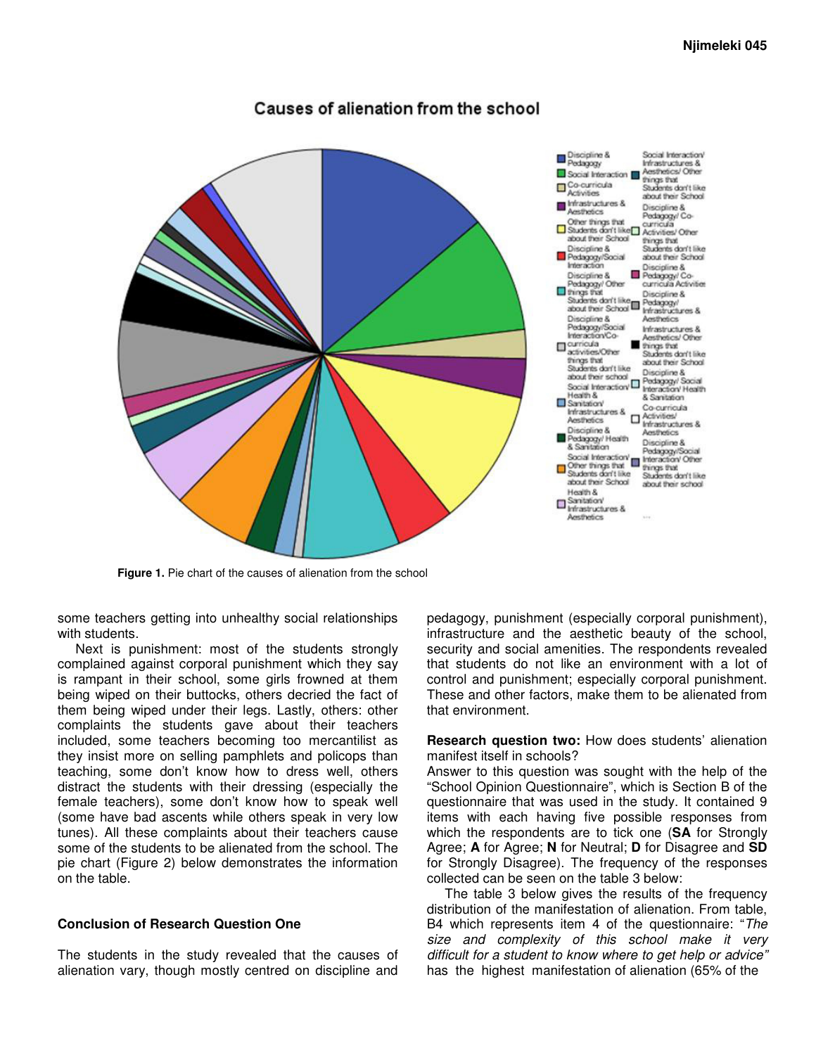**Figure 1.** Pie chart of the causes of alienation from the school

some teachers getting into unhealthy social relationships with students.

Next is punishment: most of the students strongly complained against corporal punishment which they say is rampant in their school, some girls frowned at them being wiped on their buttocks, others decried the fact of them being wiped under their legs. Lastly, others: other complaints the students gave about their teachers included, some teachers becoming too mercantilist as they insist more on selling pamphlets and policops than teaching, some don't know how to dress well, others distract the students with their dressing (especially the female teachers), some don't know how to speak well (some have bad ascents while others speak in very low tunes). All these complaints about their teachers cause some of the students to be alienated from the school. The pie chart (Figure 2) below demonstrates the information on the table.

### Conclusion of Research Question One

The students in the study revealed that the causes of alienation vary, though mostly centred on discipline and pedagogy, punishment (especially corporal punishment), infrastructure and the aesthetic beauty of the school, security and social amenities. The respondents revealed that students do not like an environment with a lot of control and punishment; especially corporal punishment. These and other factors, make them to be alienated from that environment.

**Research question two:** How does students' alienation manifest itself in schools?

Answer to this question was sought with the help of the "School Opinion Questionnaire", which is Section B of the questionnaire that was used in the study. It contained 9 items with each having five possible responses from which the respondents are to tick one (**SA** for Strongly Agree; **A** for Agree; **N** for Neutral; **D** for Disagree and **SD** for Strongly Disagree). The frequency of the responses collected can be seen on the table 3 below:

The table 3 below gives the results of the frequency distribution of the manifestation of alienation. From table, B4 which represents item 4 of the questionnaire: "*The size and complexity of this school make it very difficult for a student to know where to get help or advice"* has the highest manifestation of alienation (65% of the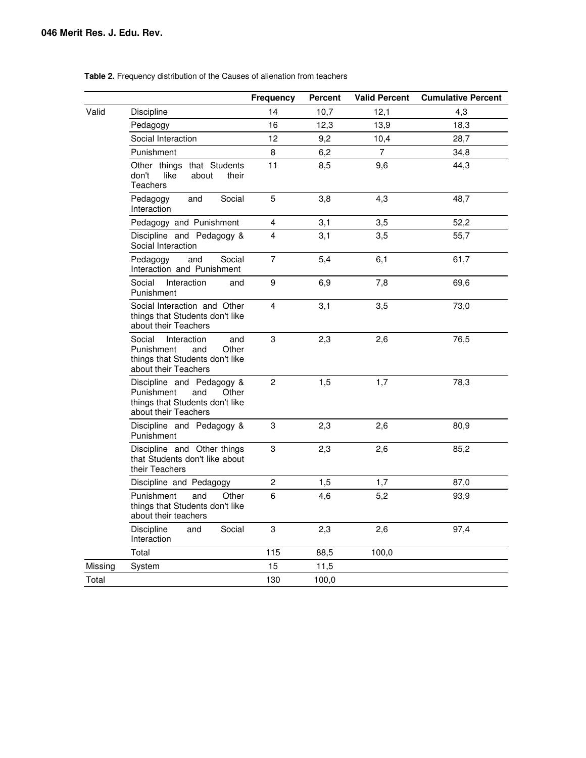**Table 2.** Frequency distribution of the Causes of alienation from teachers

| | | Frequency | Percent | Valid Percent | Cumulative Percent |
|---|---|---|---|---|---|
| Valid | Discipline | 14 | 10,7 | 12,1 | 4,3 |
| | Pedagogy | 16 | 12,3 | 13,9 | 18,3 |
| | Social Interaction | 12 | 9,2 | 10,4 | 28,7 |
| | Punishment | 8 | 6,2 | 7 | 34,8 |
| | Other things that Students don't like about their Teachers | 11 | 8,5 | 9,6 | 44,3 |
| | Pedagogy and Social Interaction | 5 | 3,8 | 4,3 | 48,7 |
| | Pedagogy and Punishment | 4 | 3,1 | 3,5 | 52,2 |
| | Discipline and Pedagogy & Social Interaction | 4 | 3,1 | 3,5 | 55,7 |
| | Pedagogy and Social Interaction and Punishment | 7 | 5,4 | 6,1 | 61,7 |
| | Social Interaction and Punishment | 9 | 6,9 | 7,8 | 69,6 |
| | Social Interaction and Other things that Students don't like about their Teachers | 4 | 3,1 | 3,5 | 73,0 |
| | Social Interaction and Punishment and Other things that Students don't like about their Teachers | 3 | 2,3 | 2,6 | 76,5 |
| | Discipline and Pedagogy & Punishment and Other things that Students don't like about their Teachers | 2 | 1,5 | 1,7 | 78,3 |
| | Discipline and Pedagogy & Punishment | 3 | 2,3 | 2,6 | 80,9 |
| | Discipline and Other things that Students don't like about their Teachers | 3 | 2,3 | 2,6 | 85,2 |
| | Discipline and Pedagogy | 2 | 1,5 | 1,7 | 87,0 |
| | Punishment and Other things that Students don't like about their teachers | 6 | 4,6 | 5,2 | 93,9 |
| | Discipline and Social Interaction | 3 | 2,3 | 2,6 | 97,4 |
| | Total | 115 | 88,5 | 100,0 | |
| Missing | System | 15 | 11,5 | | |
| Total | | 130 | 100,0 | | |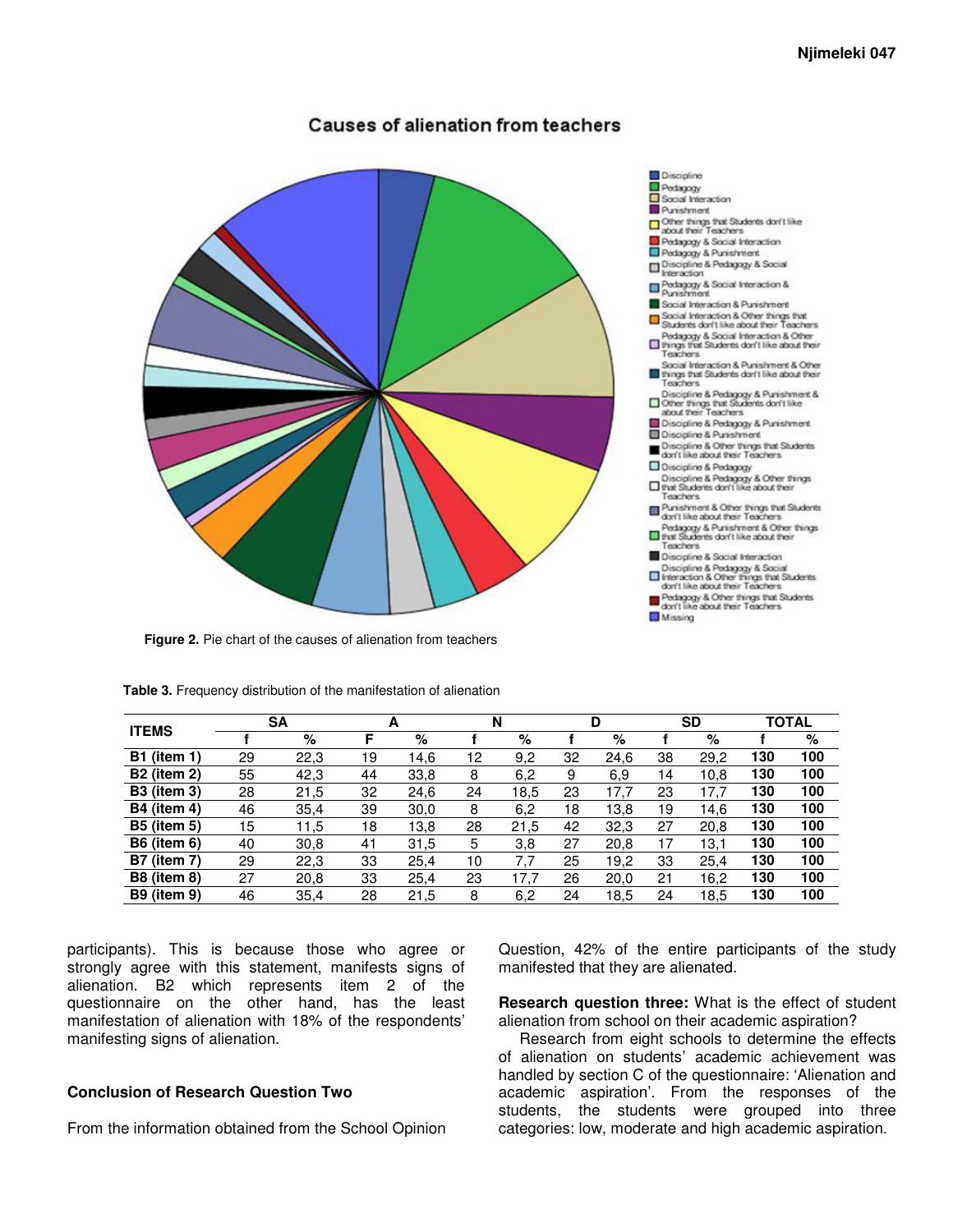Figure 2. Pie chart of the causes of alienation from teachers

Table 3. Frequency distribution of the manifestation of alienation

| ITEMS | SA | | A | | N | | D | | SD | | TOTAL | |
|---|---|---|---|---|---|---|---|---|---|---|---|---|
| | f | % | F | % | f | % | f | % | f | % | f | % |
| **B1 (item 1)** | 29 | 22,3 | 19 | 14,6 | 12 | 9,2 | 32 | 24,6 | 38 | 29,2 | **130** | **100** |
| **B2 (item 2)** | 55 | 42,3 | 44 | 33,8 | 8 | 6,2 | 9 | 6,9 | 14 | 10,8 | **130** | **100** |
| **B3 (item 3)** | 28 | 21,5 | 32 | 24,6 | 24 | 18,5 | 23 | 17,7 | 23 | 17,7 | **130** | **100** |
| **B4 (item 4)** | 46 | 35,4 | 39 | 30,0 | 8 | 6,2 | 18 | 13,8 | 19 | 14,6 | **130** | **100** |
| **B5 (item 5)** | 15 | 11,5 | 18 | 13,8 | 28 | 21,5 | 42 | 32,3 | 27 | 20,8 | **130** | **100** |
| **B6 (item 6)** | 40 | 30,8 | 41 | 31,5 | 5 | 3,8 | 27 | 20,8 | 17 | 13,1 | **130** | **100** |
| **B7 (item 7)** | 29 | 22,3 | 33 | 25,4 | 10 | 7,7 | 25 | 19,2 | 33 | 25,4 | **130** | **100** |
| **B8 (item 8)** | 27 | 20,8 | 33 | 25,4 | 23 | 17,7 | 26 | 20,0 | 21 | 16,2 | **130** | **100** |
| **B9 (item 9)** | 46 | 35,4 | 28 | 21,5 | 8 | 6,2 | 24 | 18,5 | 24 | 18,5 | **130** | **100** |

participants). This is because those who agree or strongly agree with this statement, manifests signs of alienation. B2 which represents item 2 of the questionnaire on the other hand, has the least manifestation of alienation with 18% of the respondents' manifesting signs of alienation.

### Conclusion of Research Question Two

From the information obtained from the School Opinion Question, 42% of the entire participants of the study manifested that they are alienated.

**Research question three:** What is the effect of student alienation from school on their academic aspiration?

Research from eight schools to determine the effects of alienation on students' academic achievement was handled by section C of the questionnaire: 'Alienation and academic aspiration'. From the responses of the students, the students were grouped into three categories: low, moderate and high academic aspiration.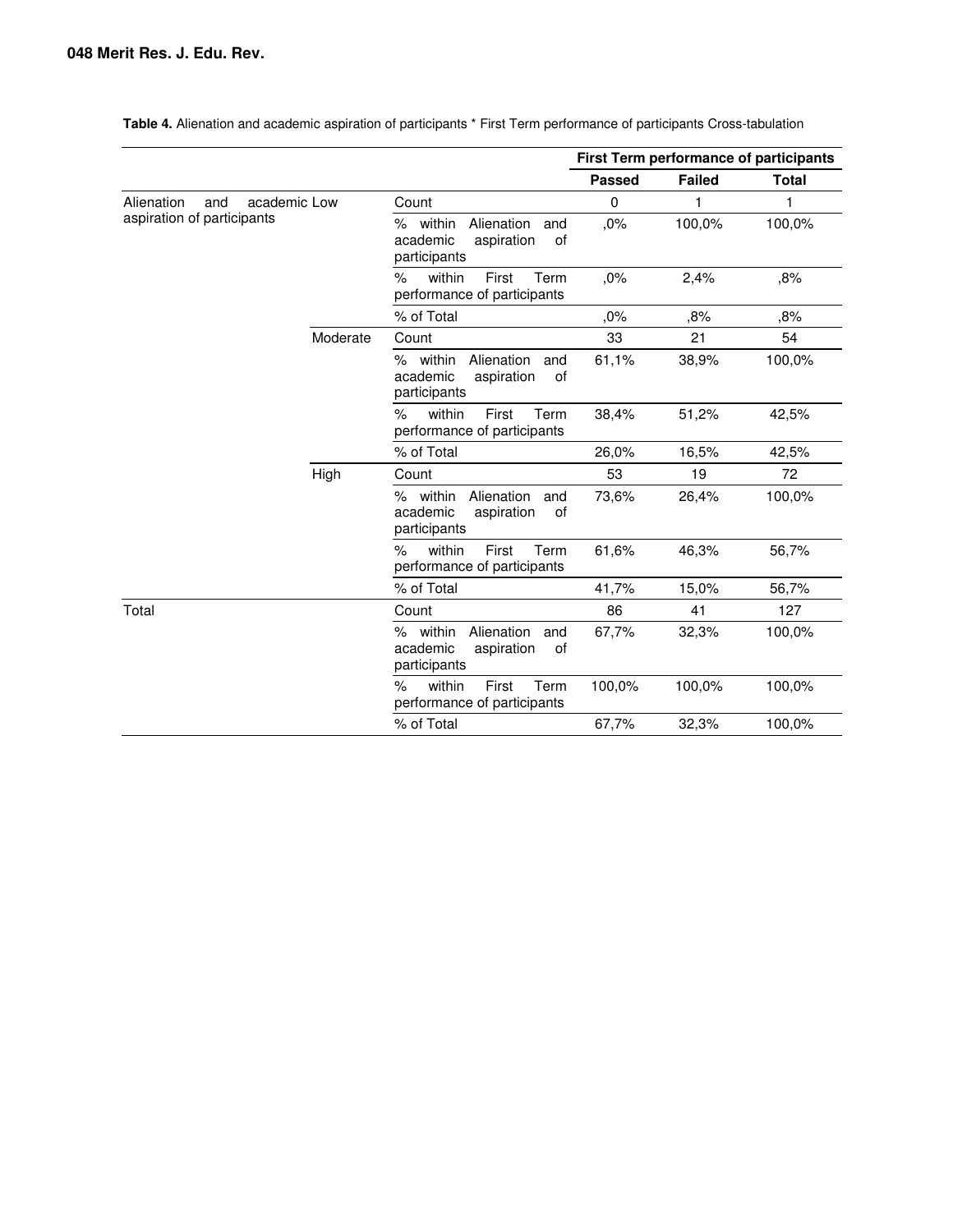**Table 4.** Alienation and academic aspiration of participants * First Term performance of participants Cross-tabulation

| | | | First Term performance of participants | | |
|---|---|---|---|---|---|
| | | | **Passed** | **Failed** | **Total** |
| Alienation and academic aspiration of participants | Low | Count | 0 | 1 | 1 |
| | | % within Alienation and academic aspiration of participants | ,0% | 100,0% | 100,0% |
| | | % within First Term performance of participants | ,0% | 2,4% | ,8% |
| | | % of Total | ,0% | ,8% | ,8% |
| | Moderate | Count | 33 | 21 | 54 |
| | | % within Alienation and academic aspiration of participants | 61,1% | 38,9% | 100,0% |
| | | % within First Term performance of participants | 38,4% | 51,2% | 42,5% |
| | | % of Total | 26,0% | 16,5% | 42,5% |
| | High | Count | 53 | 19 | 72 |
| | | % within Alienation and academic aspiration of participants | 73,6% | 26,4% | 100,0% |
| | | % within First Term performance of participants | 61,6% | 46,3% | 56,7% |
| | | % of Total | 41,7% | 15,0% | 56,7% |
| Total | | Count | 86 | 41 | 127 |
| | | % within Alienation and academic aspiration of participants | 67,7% | 32,3% | 100,0% |
| | | % within First Term performance of participants | 100,0% | 100,0% | 100,0% |
| | | % of Total | 67,7% | 32,3% | 100,0% |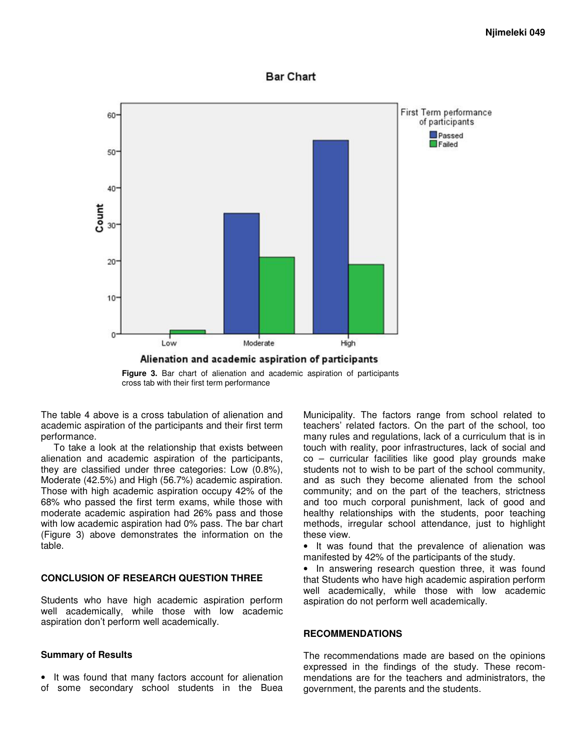Figure 3. Bar chart of alienation and academic aspiration of participants cross tab with their first term performance

The table 4 above is a cross tabulation of alienation and academic aspiration of the participants and their first term performance.

To take a look at the relationship that exists between alienation and academic aspiration of the participants, they are classified under three categories: Low (0.8%), Moderate (42.5%) and High (56.7%) academic aspiration. Those with high academic aspiration occupy 42% of the 68% who passed the first term exams, while those with moderate academic aspiration had 26% pass and those with low academic aspiration had 0% pass. The bar chart (Figure 3) above demonstrates the information on the table.

## CONCLUSION OF RESEARCH QUESTION THREE

Students who have high academic aspiration perform well academically, while those with low academic aspiration don't perform well academically.

### Summary of Results

- It was found that many factors account for alienation of some secondary school students in the Buea Municipality. The factors range from school related to teachers' related factors. On the part of the school, too many rules and regulations, lack of a curriculum that is in touch with reality, poor infrastructures, lack of social and co – curricular facilities like good play grounds make students not to wish to be part of the school community, and as such they become alienated from the school community; and on the part of the teachers, strictness and too much corporal punishment, lack of good and healthy relationships with the students, poor teaching methods, irregular school attendance, just to highlight these view.
- It was found that the prevalence of alienation was manifested by 42% of the participants of the study.
- In answering research question three, it was found that Students who have high academic aspiration perform well academically, while those with low academic aspiration do not perform well academically.

## RECOMMENDATIONS

The recommendations made are based on the opinions expressed in the findings of the study. These recommendations are for the teachers and administrators, the government, the parents and the students.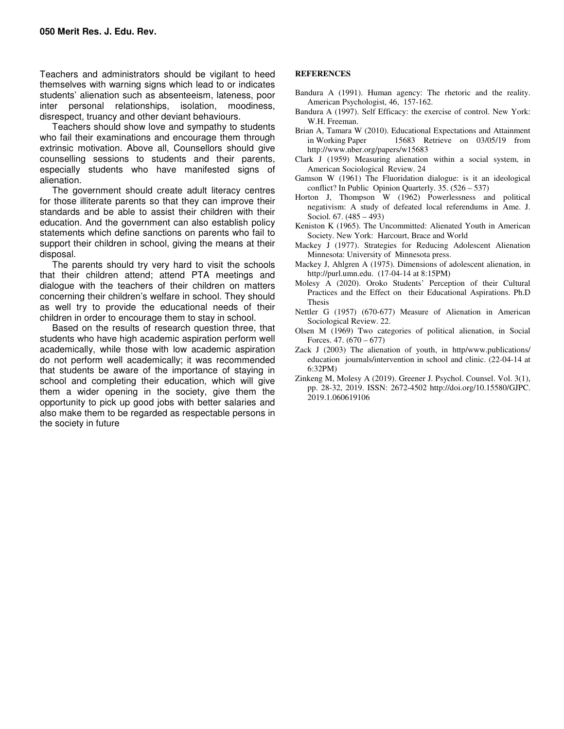Teachers and administrators should be vigilant to heed themselves with warning signs which lead to or indicates students' alienation such as absenteeism, lateness, poor inter personal relationships, isolation, moodiness, disrespect, truancy and other deviant behaviours.

Teachers should show love and sympathy to students who fail their examinations and encourage them through extrinsic motivation. Above all, Counsellors should give counselling sessions to students and their parents, especially students who have manifested signs of alienation.

The government should create adult literacy centres for those illiterate parents so that they can improve their standards and be able to assist their children with their education. And the government can also establish policy statements which define sanctions on parents who fail to support their children in school, giving the means at their disposal.

The parents should try very hard to visit the schools that their children attend; attend PTA meetings and dialogue with the teachers of their children on matters concerning their children's welfare in school. They should as well try to provide the educational needs of their children in order to encourage them to stay in school.

Based on the results of research question three, that students who have high academic aspiration perform well academically, while those with low academic aspiration do not perform well academically; it was recommended that students be aware of the importance of staying in school and completing their education, which will give them a wider opening in the society, give them the opportunity to pick up good jobs with better salaries and also make them to be regarded as respectable persons in the society in future

## REFERENCES

Bandura A (1991). Human agency: The rhetoric and the reality. American Psychologist, 46, 157-162.

Bandura A (1997). Self Efficacy: the exercise of control. New York: W.H. Freeman.

Brian A, Tamara W (2010). Educational Expectations and Attainment in Working Paper 15683 Retrieve on 03/05/19 from http://www.nber.org/papers/w15683

Clark J (1959) Measuring alienation within a social system, in American Sociological Review. 24

Gamson W (1961) The Fluoridation dialogue: is it an ideological conflict? In Public Opinion Quarterly. 35. (526 – 537)

Horton J, Thompson W (1962) Powerlessness and political negativism: A study of defeated local referendums in Ame. J. Sociol. 67. (485 – 493)

Keniston K (1965). The Uncommitted: Alienated Youth in American Society. New York: Harcourt, Brace and World

Mackey J (1977). Strategies for Reducing Adolescent Alienation Minnesota: University of Minnesota press.

Mackey J, Ahlgren A (1975). Dimensions of adolescent alienation, in http://purl.umn.edu. (17-04-14 at 8:15PM)

Molesy A (2020). Oroko Students' Perception of their Cultural Practices and the Effect on their Educational Aspirations. Ph.D Thesis

Nettler G (1957) (670-677) Measure of Alienation in American Sociological Review. 22.

Olsen M (1969) Two categories of political alienation, in Social Forces. 47. (670 – 677)

Zack J (2003) The alienation of youth, in http/www.publications/education journals/intervention in school and clinic. (22-04-14 at 6:32PM)

Zinkeng M, Molesy A (2019). Greener J. Psychol. Counsel. Vol. 3(1), pp. 28-32, 2019. ISSN: 2672-4502 http://doi.org/10.15580/GJPC.2019.1.060619106